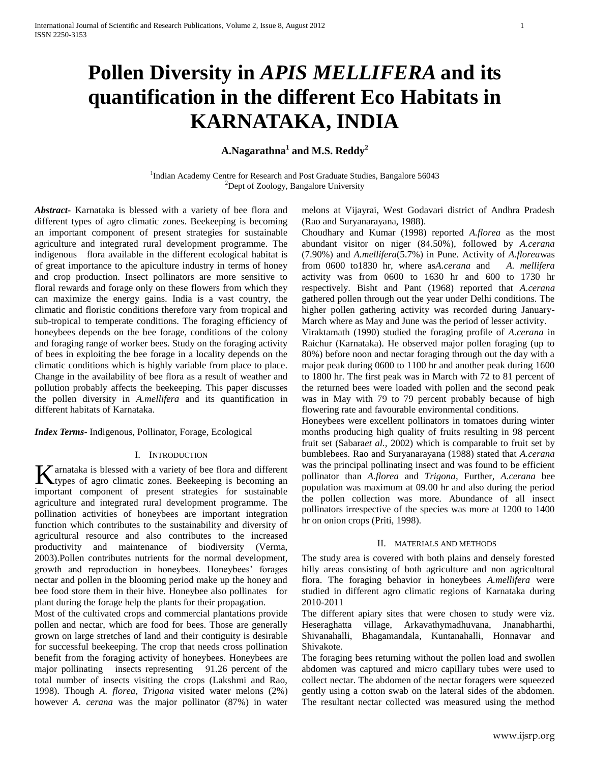# Pollen Diversity in *APIS MELLIFERA* and its quantification in the different Eco Habitats in KARNATAKA, INDIA

**A.Nagarathna[1] and M.S. Reddy[2]**

[1]Indian Academy Centre for Research and Post Graduate Studies, Bangalore 56043
[2]Dept of Zoology, Bangalore University

***Abstract-*** Karnataka is blessed with a variety of bee flora and different types of agro climatic zones. Beekeeping is becoming an important component of present strategies for sustainable agriculture and integrated rural development programme. The indigenous flora available in the different ecological habitat is of great importance to the apiculture industry in terms of honey and crop production. Insect pollinators are more sensitive to floral rewards and forage only on these flowers from which they can maximize the energy gains. India is a vast country, the climatic and floristic conditions therefore vary from tropical and sub-tropical to temperate conditions. The foraging efficiency of honeybees depends on the bee forage, conditions of the colony and foraging range of worker bees. Study on the foraging activity of bees in exploiting the bee forage in a locality depends on the climatic conditions which is highly variable from place to place. Change in the availability of bee flora as a result of weather and pollution probably affects the beekeeping. This paper discusses the pollen diversity in *A.mellifera* and its quantification in different habitats of Karnataka.

***Index Terms-*** Indigenous, Pollinator, Forage, Ecological

## I. Introduction

Karnataka is blessed with a variety of bee flora and different types of agro climatic zones. Beekeeping is becoming an important component of present strategies for sustainable agriculture and integrated rural development programme. The pollination activities of honeybees are important integration function which contributes to the sustainability and diversity of agricultural resource and also contributes to the increased productivity and maintenance of biodiversity (Verma, 2003).Pollen contributes nutrients for the normal development, growth and reproduction in honeybees. Honeybees' forages nectar and pollen in the blooming period make up the honey and bee food store them in their hive. Honeybee also pollinates for plant during the forage help the plants for their propagation.

Most of the cultivated crops and commercial plantations provide pollen and nectar, which are food for bees. Those are generally grown on large stretches of land and their contiguity is desirable for successful beekeeping. The crop that needs cross pollination benefit from the foraging activity of honeybees. Honeybees are major pollinating insects representing 91.26 percent of the total number of insects visiting the crops (Lakshmi and Rao, 1998). Though *A. florea, Trigona* visited water melons (2%) however *A. cerana* was the major pollinator (87%) in water melons at Vijayrai, West Godavari district of Andhra Pradesh (Rao and Suryanarayana, 1988).

Choudhary and Kumar (1998) reported *A.florea* as the most abundant visitor on niger (84.50%), followed by *A.cerana* (7.90%) and *A.mellifera*(5.7%) in Pune. Activity of *A.florea*was from 0600 to1830 hr, where as*A.cerana* and *A. mellifera* activity was from 0600 to 1630 hr and 600 to 1730 hr respectively. Bisht and Pant (1968) reported that *A.cerana* gathered pollen through out the year under Delhi conditions. The higher pollen gathering activity was recorded during January-March where as May and June was the period of lesser activity.

Viraktamath (1990) studied the foraging profile of *A.cerana* in Raichur (Karnataka). He observed major pollen foraging (up to 80%) before noon and nectar foraging through out the day with a major peak during 0600 to 1100 hr and another peak during 1600 to 1800 hr. The first peak was in March with 72 to 81 percent of the returned bees were loaded with pollen and the second peak was in May with 79 to 79 percent probably because of high flowering rate and favourable environmental conditions.

Honeybees were excellent pollinators in tomatoes during winter months producing high quality of fruits resulting in 98 percent fruit set (Sabara*et al.,* 2002) which is comparable to fruit set by bumblebees. Rao and Suryanarayana (1988) stated that *A.cerana* was the principal pollinating insect and was found to be efficient pollinator than *A.florea* and *Trigona*, Further, *A.cerana* bee population was maximum at 09.00 hr and also during the period the pollen collection was more. Abundance of all insect pollinators irrespective of the species was more at 1200 to 1400 hr on onion crops (Priti, 1998).

## II. Materials and Methods

The study area is covered with both plains and densely forested hilly areas consisting of both agriculture and non agricultural flora. The foraging behavior in honeybees *A.mellifera* were studied in different agro climatic regions of Karnataka during 2010-2011

The different apiary sites that were chosen to study were viz. Heseraghatta village, Arkavathymadhuvana, Jnanabharthi, Shivanahalli, Bhagamandala, Kuntanahalli, Honnavar and Shivakote.

The foraging bees returning without the pollen load and swollen abdomen was captured and micro capillary tubes were used to collect nectar. The abdomen of the nectar foragers were squeezed gently using a cotton swab on the lateral sides of the abdomen. The resultant nectar collected was measured using the method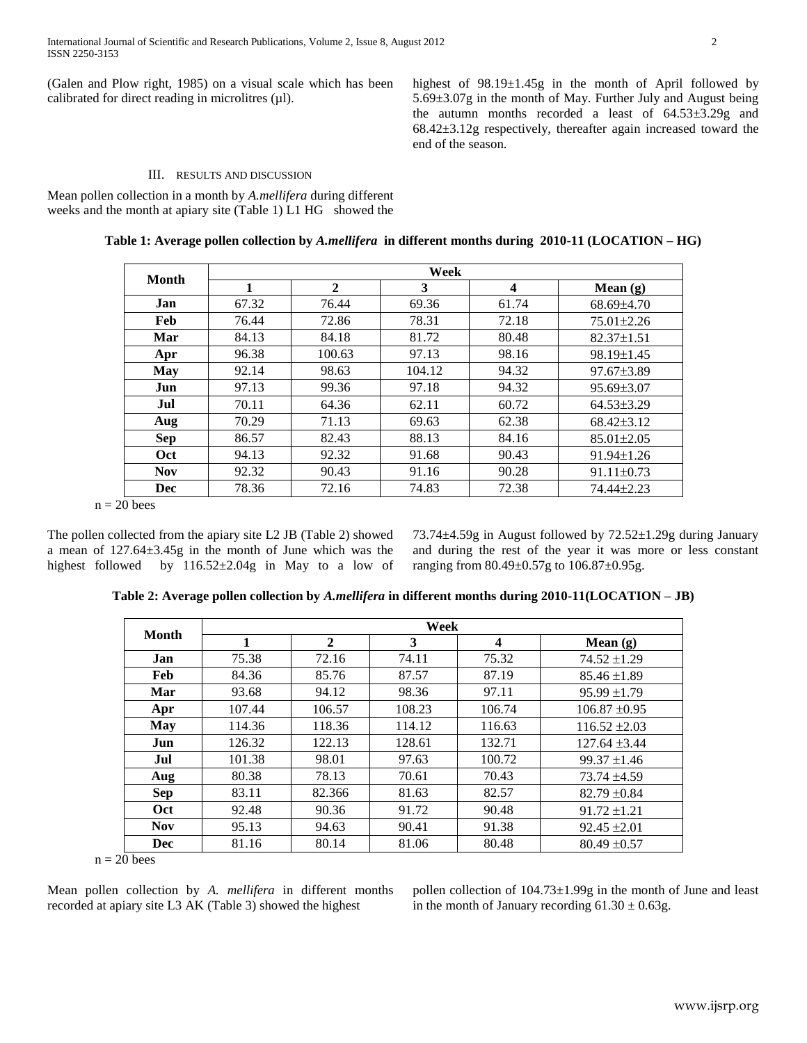(Galen and Plow right, 1985) on a visual scale which has been calibrated for direct reading in microlitres (µl).

## III. Results and Discussion

Mean pollen collection in a month by *A.mellifera* during different weeks and the month at apiary site (Table 1) L1 HG showed the highest of 98.19±1.45g in the month of April followed by 5.69±3.07g in the month of May. Further July and August being the autumn months recorded a least of 64.53±3.29g and 68.42±3.12g respectively, thereafter again increased toward the end of the season.

**Table 1: Average pollen collection by *A.mellifera* in different months during 2010-11 (LOCATION – HG)**

| Month | Week | | | | |
|---|---|---|---|---|---|
| | 1 | 2 | 3 | 4 | Mean (g) |
| Jan | 67.32 | 76.44 | 69.36 | 61.74 | 68.69±4.70 |
| Feb | 76.44 | 72.86 | 78.31 | 72.18 | 75.01±2.26 |
| Mar | 84.13 | 84.18 | 81.72 | 80.48 | 82.37±1.51 |
| Apr | 96.38 | 100.63 | 97.13 | 98.16 | 98.19±1.45 |
| May | 92.14 | 98.63 | 104.12 | 94.32 | 97.67±3.89 |
| Jun | 97.13 | 99.36 | 97.18 | 94.32 | 95.69±3.07 |
| Jul | 70.11 | 64.36 | 62.11 | 60.72 | 64.53±3.29 |
| Aug | 70.29 | 71.13 | 69.63 | 62.38 | 68.42±3.12 |
| Sep | 86.57 | 82.43 | 88.13 | 84.16 | 85.01±2.05 |
| Oct | 94.13 | 92.32 | 91.68 | 90.43 | 91.94±1.26 |
| Nov | 92.32 | 90.43 | 91.16 | 90.28 | 91.11±0.73 |
| Dec | 78.36 | 72.16 | 74.83 | 72.38 | 74.44±2.23 |

n = 20 bees

The pollen collected from the apiary site L2 JB (Table 2) showed a mean of 127.64±3.45g in the month of June which was the highest followed by 116.52±2.04g in May to a low of 73.74±4.59g in August followed by 72.52±1.29g during January and during the rest of the year it was more or less constant ranging from 80.49±0.57g to 106.87±0.95g.

**Table 2: Average pollen collection by *A.mellifera* in different months during 2010-11(LOCATION – JB)**

| Month | Week | | | | |
|---|---|---|---|---|---|
| | 1 | 2 | 3 | 4 | Mean (g) |
| Jan | 75.38 | 72.16 | 74.11 | 75.32 | 74.52 ±1.29 |
| Feb | 84.36 | 85.76 | 87.57 | 87.19 | 85.46 ±1.89 |
| Mar | 93.68 | 94.12 | 98.36 | 97.11 | 95.99 ±1.79 |
| Apr | 107.44 | 106.57 | 108.23 | 106.74 | 106.87 ±0.95 |
| May | 114.36 | 118.36 | 114.12 | 116.63 | 116.52 ±2.03 |
| Jun | 126.32 | 122.13 | 128.61 | 132.71 | 127.64 ±3.44 |
| Jul | 101.38 | 98.01 | 97.63 | 100.72 | 99.37 ±1.46 |
| Aug | 80.38 | 78.13 | 70.61 | 70.43 | 73.74 ±4.59 |
| Sep | 83.11 | 82.366 | 81.63 | 82.57 | 82.79 ±0.84 |
| Oct | 92.48 | 90.36 | 91.72 | 90.48 | 91.72 ±1.21 |
| Nov | 95.13 | 94.63 | 90.41 | 91.38 | 92.45 ±2.01 |
| Dec | 81.16 | 80.14 | 81.06 | 80.48 | 80.49 ±0.57 |

n = 20 bees

Mean pollen collection by *A. mellifera* in different months recorded at apiary site L3 AK (Table 3) showed the highest pollen collection of 104.73±1.99g in the month of June and least in the month of January recording 61.30 ± 0.63g.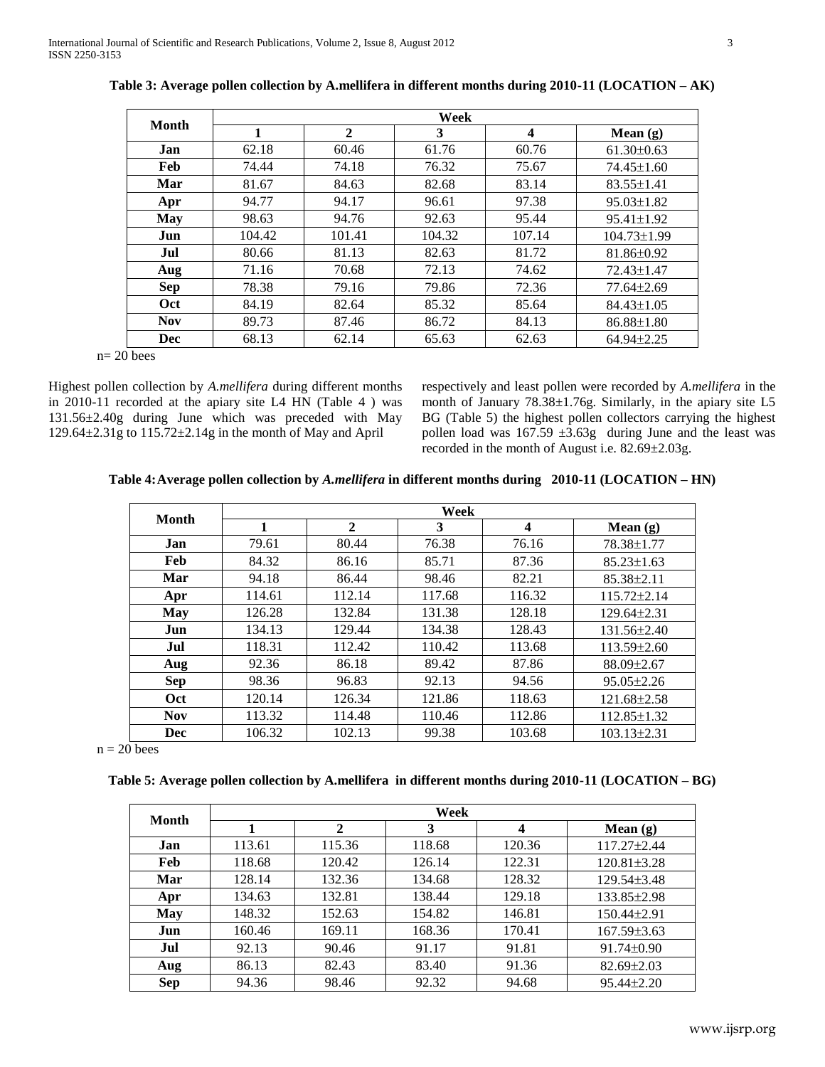**Table 3: Average pollen collection by A.mellifera in different months during 2010-11 (LOCATION – AK)**

| Month | Week | | | | |
|---|---|---|---|---|---|
| | 1 | 2 | 3 | 4 | Mean (g) |
| **Jan** | 62.18 | 60.46 | 61.76 | 60.76 | 61.30±0.63 |
| **Feb** | 74.44 | 74.18 | 76.32 | 75.67 | 74.45±1.60 |
| **Mar** | 81.67 | 84.63 | 82.68 | 83.14 | 83.55±1.41 |
| **Apr** | 94.77 | 94.17 | 96.61 | 97.38 | 95.03±1.82 |
| **May** | 98.63 | 94.76 | 92.63 | 95.44 | 95.41±1.92 |
| **Jun** | 104.42 | 101.41 | 104.32 | 107.14 | 104.73±1.99 |
| **Jul** | 80.66 | 81.13 | 82.63 | 81.72 | 81.86±0.92 |
| **Aug** | 71.16 | 70.68 | 72.13 | 74.62 | 72.43±1.47 |
| **Sep** | 78.38 | 79.16 | 79.86 | 72.36 | 77.64±2.69 |
| **Oct** | 84.19 | 82.64 | 85.32 | 85.64 | 84.43±1.05 |
| **Nov** | 89.73 | 87.46 | 86.72 | 84.13 | 86.88±1.80 |
| **Dec** | 68.13 | 62.14 | 65.63 | 62.63 | 64.94±2.25 |

n= 20 bees

Highest pollen collection by *A.mellifera* during different months in 2010-11 recorded at the apiary site L4 HN (Table 4 ) was 131.56±2.40g during June which was preceded with May 129.64±2.31g to 115.72±2.14g in the month of May and April respectively and least pollen were recorded by *A.mellifera* in the month of January 78.38±1.76g. Similarly, in the apiary site L5 BG (Table 5) the highest pollen collectors carrying the highest pollen load was 167.59 ±3.63g during June and the least was recorded in the month of August i.e. 82.69±2.03g.

**Table 4: Average pollen collection by *A.mellifera* in different months during 2010-11 (LOCATION – HN)**

| Month | Week | | | | |
|---|---|---|---|---|---|
| | 1 | 2 | 3 | 4 | Mean (g) |
| **Jan** | 79.61 | 80.44 | 76.38 | 76.16 | 78.38±1.77 |
| **Feb** | 84.32 | 86.16 | 85.71 | 87.36 | 85.23±1.63 |
| **Mar** | 94.18 | 86.44 | 98.46 | 82.21 | 85.38±2.11 |
| **Apr** | 114.61 | 112.14 | 117.68 | 116.32 | 115.72±2.14 |
| **May** | 126.28 | 132.84 | 131.38 | 128.18 | 129.64±2.31 |
| **Jun** | 134.13 | 129.44 | 134.38 | 128.43 | 131.56±2.40 |
| **Jul** | 118.31 | 112.42 | 110.42 | 113.68 | 113.59±2.60 |
| **Aug** | 92.36 | 86.18 | 89.42 | 87.86 | 88.09±2.67 |
| **Sep** | 98.36 | 96.83 | 92.13 | 94.56 | 95.05±2.26 |
| **Oct** | 120.14 | 126.34 | 121.86 | 118.63 | 121.68±2.58 |
| **Nov** | 113.32 | 114.48 | 110.46 | 112.86 | 112.85±1.32 |
| **Dec** | 106.32 | 102.13 | 99.38 | 103.68 | 103.13±2.31 |

n = 20 bees

**Table 5: Average pollen collection by A.mellifera in different months during 2010-11 (LOCATION – BG)**

| Month | Week | | | | |
|---|---|---|---|---|---|
| | 1 | 2 | 3 | 4 | Mean (g) |
| **Jan** | 113.61 | 115.36 | 118.68 | 120.36 | 117.27±2.44 |
| **Feb** | 118.68 | 120.42 | 126.14 | 122.31 | 120.81±3.28 |
| **Mar** | 128.14 | 132.36 | 134.68 | 128.32 | 129.54±3.48 |
| **Apr** | 134.63 | 132.81 | 138.44 | 129.18 | 133.85±2.98 |
| **May** | 148.32 | 152.63 | 154.82 | 146.81 | 150.44±2.91 |
| **Jun** | 160.46 | 169.11 | 168.36 | 170.41 | 167.59±3.63 |
| **Jul** | 92.13 | 90.46 | 91.17 | 91.81 | 91.74±0.90 |
| **Aug** | 86.13 | 82.43 | 83.40 | 91.36 | 82.69±2.03 |
| **Sep** | 94.36 | 98.46 | 92.32 | 94.68 | 95.44±2.20 |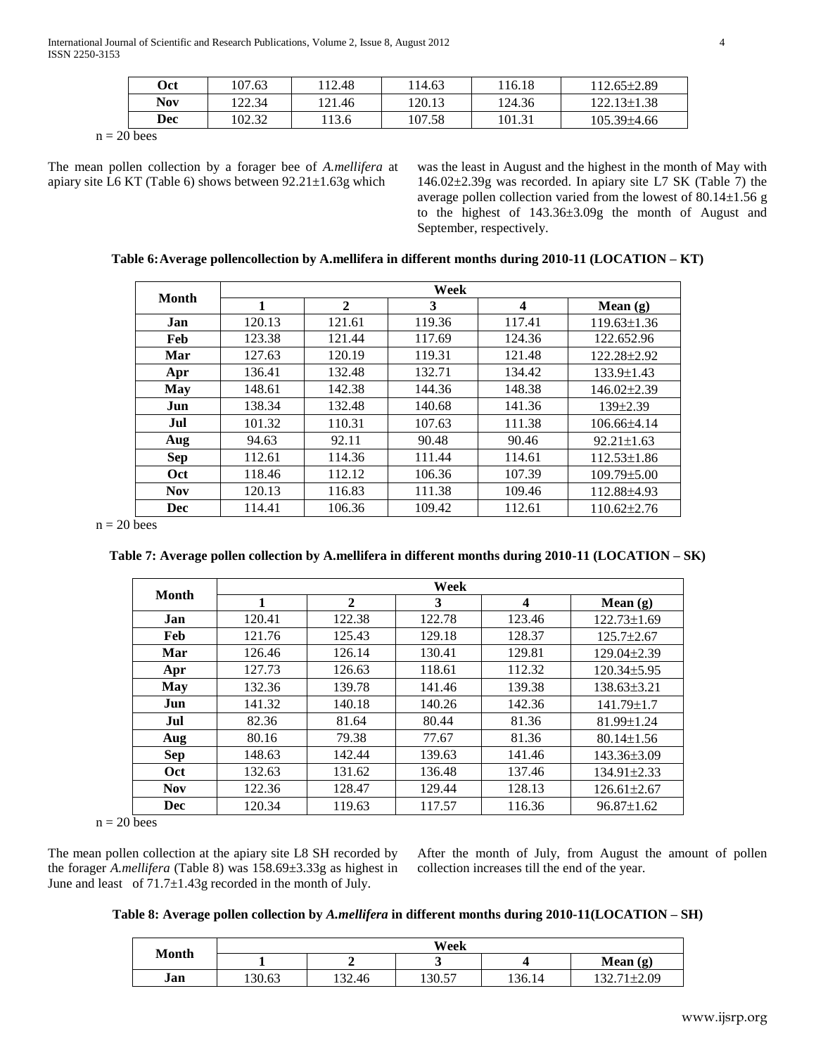| Oct | 107.63 | 112.48 | 114.63 | 116.18 | 112.65±2.89 |
|---|---|---|---|---|---|
| Nov | 122.34 | 121.46 | 120.13 | 124.36 | 122.13±1.38 |
| Dec | 102.32 | 113.6 | 107.58 | 101.31 | 105.39±4.66 |

n = 20 bees

The mean pollen collection by a forager bee of *A.mellifera* at apiary site L6 KT (Table 6) shows between 92.21±1.63g which was the least in August and the highest in the month of May with 146.02±2.39g was recorded. In apiary site L7 SK (Table 7) the average pollen collection varied from the lowest of 80.14±1.56 g to the highest of 143.36±3.09g the month of August and September, respectively.

**Table 6: Average pollencollection by A.mellifera in different months during 2010-11 (LOCATION – KT)**

| Month | Week | | | | |
|---|---|---|---|---|---|
| | 1 | 2 | 3 | 4 | Mean (g) |
| Jan | 120.13 | 121.61 | 119.36 | 117.41 | 119.63±1.36 |
| Feb | 123.38 | 121.44 | 117.69 | 124.36 | 122.652.96 |
| Mar | 127.63 | 120.19 | 119.31 | 121.48 | 122.28±2.92 |
| Apr | 136.41 | 132.48 | 132.71 | 134.42 | 133.9±1.43 |
| May | 148.61 | 142.38 | 144.36 | 148.38 | 146.02±2.39 |
| Jun | 138.34 | 132.48 | 140.68 | 141.36 | 139±2.39 |
| Jul | 101.32 | 110.31 | 107.63 | 111.38 | 106.66±4.14 |
| Aug | 94.63 | 92.11 | 90.48 | 90.46 | 92.21±1.63 |
| Sep | 112.61 | 114.36 | 111.44 | 114.61 | 112.53±1.86 |
| Oct | 118.46 | 112.12 | 106.36 | 107.39 | 109.79±5.00 |
| Nov | 120.13 | 116.83 | 111.38 | 109.46 | 112.88±4.93 |
| Dec | 114.41 | 106.36 | 109.42 | 112.61 | 110.62±2.76 |

n = 20 bees

**Table 7: Average pollen collection by A.mellifera in different months during 2010-11 (LOCATION – SK)**

| Month | Week | | | | |
|---|---|---|---|---|---|
| | 1 | 2 | 3 | 4 | Mean (g) |
| Jan | 120.41 | 122.38 | 122.78 | 123.46 | 122.73±1.69 |
| Feb | 121.76 | 125.43 | 129.18 | 128.37 | 125.7±2.67 |
| Mar | 126.46 | 126.14 | 130.41 | 129.81 | 129.04±2.39 |
| Apr | 127.73 | 126.63 | 118.61 | 112.32 | 120.34±5.95 |
| May | 132.36 | 139.78 | 141.46 | 139.38 | 138.63±3.21 |
| Jun | 141.32 | 140.18 | 140.26 | 142.36 | 141.79±1.7 |
| Jul | 82.36 | 81.64 | 80.44 | 81.36 | 81.99±1.24 |
| Aug | 80.16 | 79.38 | 77.67 | 81.36 | 80.14±1.56 |
| Sep | 148.63 | 142.44 | 139.63 | 141.46 | 143.36±3.09 |
| Oct | 132.63 | 131.62 | 136.48 | 137.46 | 134.91±2.33 |
| Nov | 122.36 | 128.47 | 129.44 | 128.13 | 126.61±2.67 |
| Dec | 120.34 | 119.63 | 117.57 | 116.36 | 96.87±1.62 |

n = 20 bees

The mean pollen collection at the apiary site L8 SH recorded by the forager *A.mellifera* (Table 8) was 158.69±3.33g as highest in June and least of 71.7±1.43g recorded in the month of July. After the month of July, from August the amount of pollen collection increases till the end of the year.

**Table 8: Average pollen collection by *A.mellifera* in different months during 2010-11(LOCATION – SH)**

| Month | Week | | | | |
|---|---|---|---|---|---|
| | 1 | 2 | 3 | 4 | Mean (g) |
| Jan | 130.63 | 132.46 | 130.57 | 136.14 | 132.71±2.09 |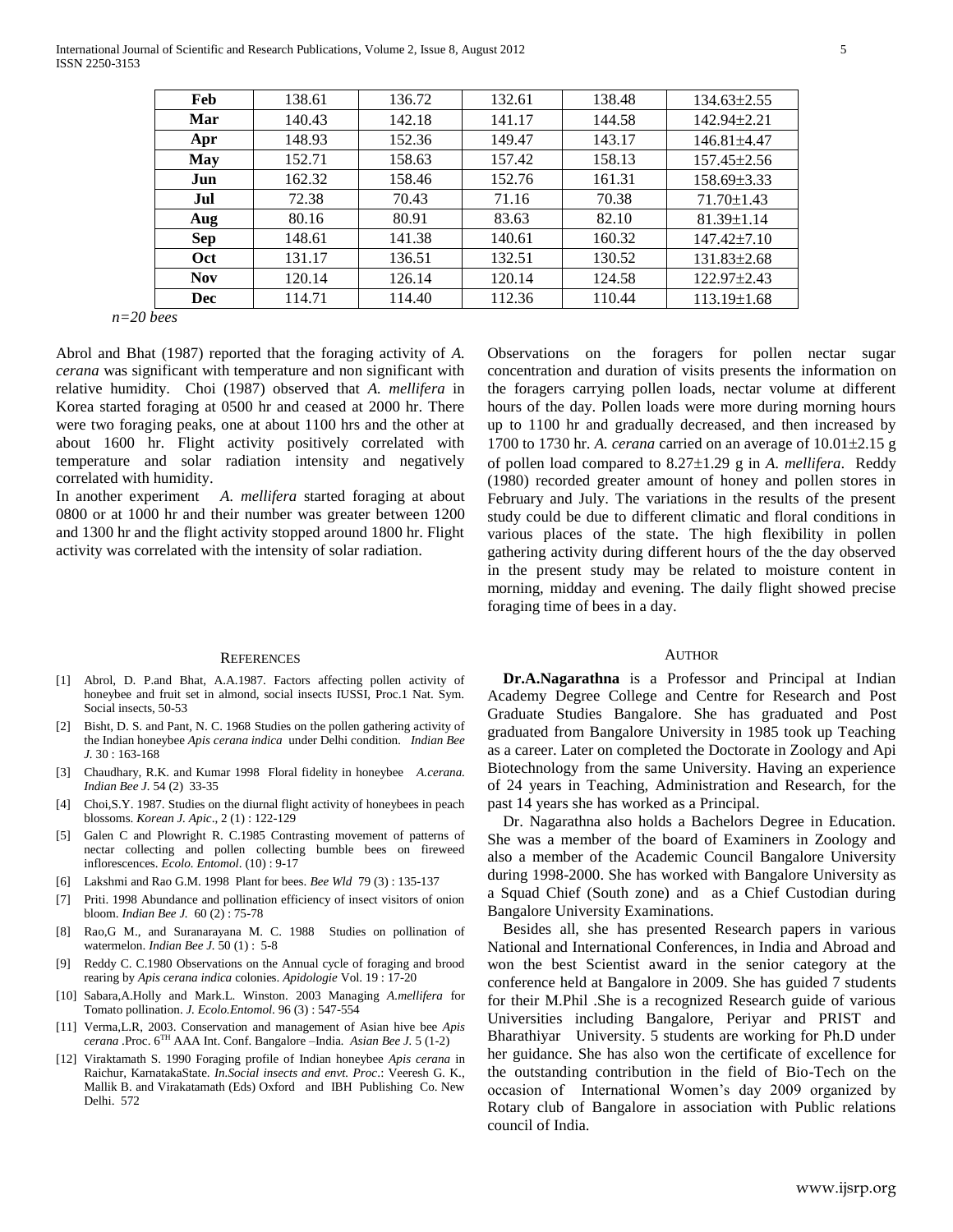| Feb | 138.61 | 136.72 | 132.61 | 138.48 | 134.63±2.55 |
|---|---|---|---|---|---|
| **Mar** | 140.43 | 142.18 | 141.17 | 144.58 | 142.94±2.21 |
| **Apr** | 148.93 | 152.36 | 149.47 | 143.17 | 146.81±4.47 |
| **May** | 152.71 | 158.63 | 157.42 | 158.13 | 157.45±2.56 |
| **Jun** | 162.32 | 158.46 | 152.76 | 161.31 | 158.69±3.33 |
| **Jul** | 72.38 | 70.43 | 71.16 | 70.38 | 71.70±1.43 |
| **Aug** | 80.16 | 80.91 | 83.63 | 82.10 | 81.39±1.14 |
| **Sep** | 148.61 | 141.38 | 140.61 | 160.32 | 147.42±7.10 |
| **Oct** | 131.17 | 136.51 | 132.51 | 130.52 | 131.83±2.68 |
| **Nov** | 120.14 | 126.14 | 120.14 | 124.58 | 122.97±2.43 |
| **Dec** | 114.71 | 114.40 | 112.36 | 110.44 | 113.19±1.68 |

*n=20 bees*

Abrol and Bhat (1987) reported that the foraging activity of *A. cerana* was significant with temperature and non significant with relative humidity. Choi (1987) observed that *A. mellifera* in Korea started foraging at 0500 hr and ceased at 2000 hr. There were two foraging peaks, one at about 1100 hrs and the other at about 1600 hr. Flight activity positively correlated with temperature and solar radiation intensity and negatively correlated with humidity.

In another experiment *A. mellifera* started foraging at about 0800 or at 1000 hr and their number was greater between 1200 and 1300 hr and the flight activity stopped around 1800 hr. Flight activity was correlated with the intensity of solar radiation.

Observations on the foragers for pollen nectar sugar concentration and duration of visits presents the information on the foragers carrying pollen loads, nectar volume at different hours of the day. Pollen loads were more during morning hours up to 1100 hr and gradually decreased, and then increased by 1700 to 1730 hr. *A. cerana* carried on an average of 10.01±2.15 g of pollen load compared to 8.27±1.29 g in *A. mellifera*. Reddy (1980) recorded greater amount of honey and pollen stores in February and July. The variations in the results of the present study could be due to different climatic and floral conditions in various places of the state. The high flexibility in pollen gathering activity during different hours of the the day observed in the present study may be related to moisture content in morning, midday and evening. The daily flight showed precise foraging time of bees in a day.

## References

[1] Abrol, D. P.and Bhat, A.A.1987. Factors affecting pollen activity of honeybee and fruit set in almond, social insects IUSSI, Proc.1 Nat. Sym. Social insects, 50-53

[2] Bisht, D. S. and Pant, N. C. 1968 Studies on the pollen gathering activity of the Indian honeybee *Apis cerana indica* under Delhi condition. *Indian Bee J.* 30 : 163-168

[3] Chaudhary, R.K. and Kumar 1998 Floral fidelity in honeybee *A.cerana. Indian Bee J.* 54 (2) 33-35

[4] Choi,S.Y. 1987. Studies on the diurnal flight activity of honeybees in peach blossoms. *Korean J. Apic*., 2 (1) : 122-129

[5] Galen C and Plowright R. C.1985 Contrasting movement of patterns of nectar collecting and pollen collecting bumble bees on fireweed inflorescences. *Ecolo. Entomol*. (10) : 9-17

[6] Lakshmi and Rao G.M. 1998 Plant for bees. *Bee Wld* 79 (3) : 135-137

[7] Priti. 1998 Abundance and pollination efficiency of insect visitors of onion bloom. *Indian Bee J.* 60 (2) : 75-78

[8] Rao,G M., and Suranarayana M. C. 1988 Studies on pollination of watermelon. *Indian Bee J.* 50 (1) : 5-8

[9] Reddy C. C.1980 Observations on the Annual cycle of foraging and brood rearing by *Apis cerana indica* colonies. *Apidologie* Vol. 19 : 17-20

[10] Sabara,A.Holly and Mark.L. Winston. 2003 Managing *A.mellifera* for Tomato pollination. *J. Ecolo.Entomol*. 96 (3) : 547-554

[11] Verma,L.R, 2003. Conservation and management of Asian hive bee *Apis cerana* .Proc. 6TH AAA Int. Conf. Bangalore –India. *Asian Bee J.* 5 (1-2)

[12] Viraktamath S. 1990 Foraging profile of Indian honeybee *Apis cerana* in Raichur, KarnatakaState. *In.Social insects and envt. Proc*.: Veeresh G. K., Mallik B. and Virakatamath (Eds) Oxford and IBH Publishing Co. New Delhi. 572

## Author

**Dr.A.Nagarathna** is a Professor and Principal at Indian Academy Degree College and Centre for Research and Post Graduate Studies Bangalore. She has graduated and Post graduated from Bangalore University in 1985 took up Teaching as a career. Later on completed the Doctorate in Zoology and Api Biotechnology from the same University. Having an experience of 24 years in Teaching, Administration and Research, for the past 14 years she has worked as a Principal.

Dr. Nagarathna also holds a Bachelors Degree in Education. She was a member of the board of Examiners in Zoology and also a member of the Academic Council Bangalore University during 1998-2000. She has worked with Bangalore University as a Squad Chief (South zone) and as a Chief Custodian during Bangalore University Examinations.

Besides all, she has presented Research papers in various National and International Conferences, in India and Abroad and won the best Scientist award in the senior category at the conference held at Bangalore in 2009. She has guided 7 students for their M.Phil .She is a recognized Research guide of various Universities including Bangalore, Periyar and PRIST and Bharathiyar University. 5 students are working for Ph.D under her guidance. She has also won the certificate of excellence for the outstanding contribution in the field of Bio-Tech on the occasion of International Women's day 2009 organized by Rotary club of Bangalore in association with Public relations council of India.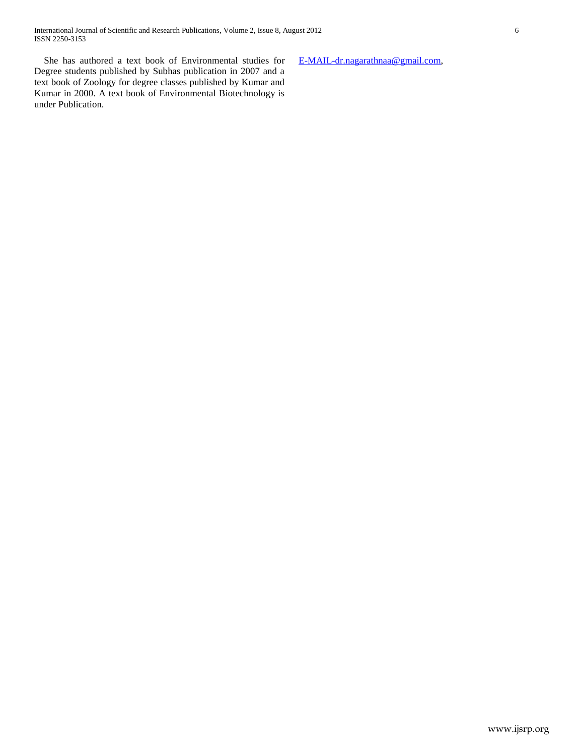She has authored a text book of Environmental studies for Degree students published by Subhas publication in 2007 and a text book of Zoology for degree classes published by Kumar and Kumar in 2000. A text book of Environmental Biotechnology is under Publication.

E-MAIL-dr.nagarathnaa@gmail.com,